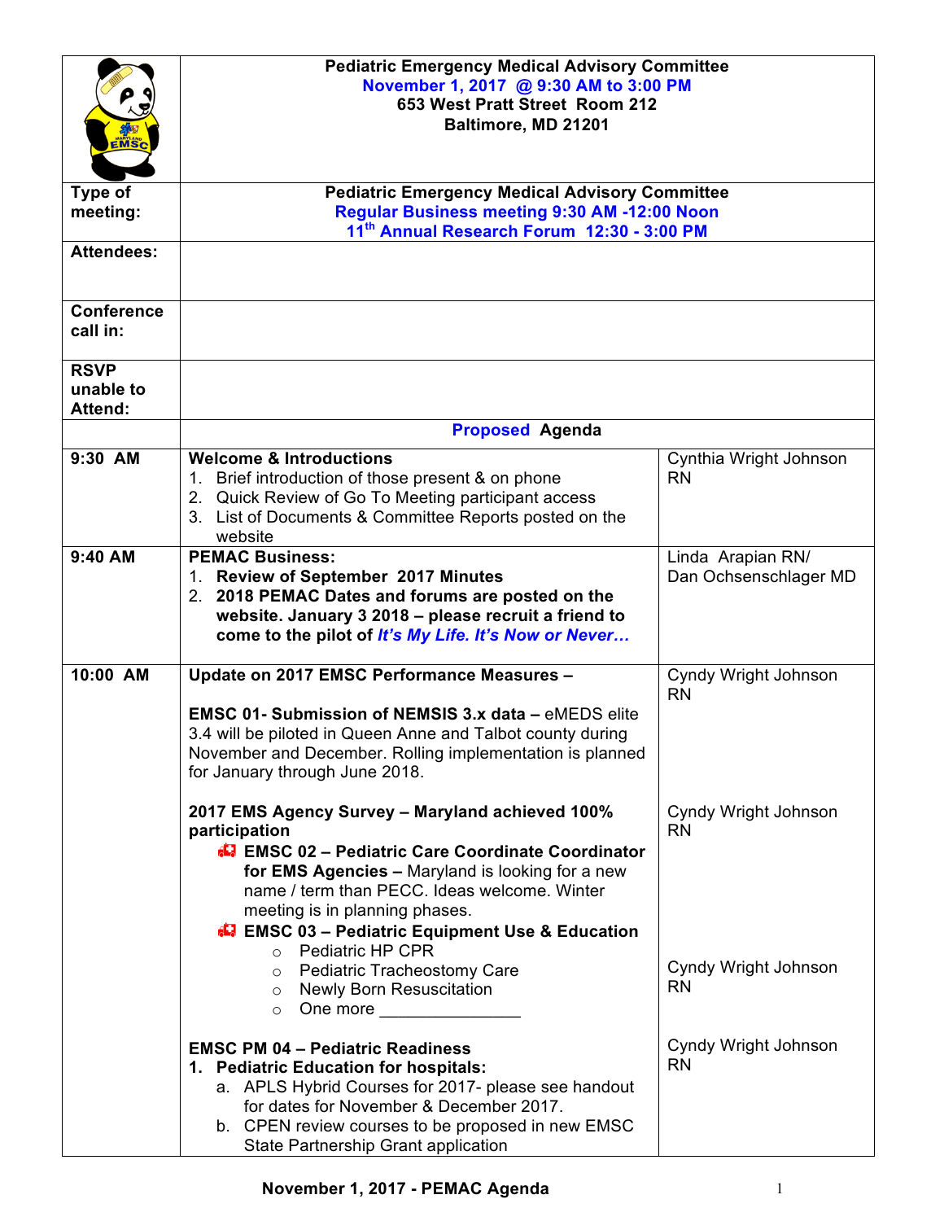| | |
|---|---|
| | **Pediatric Emergency Medical Advisory Committee**<br>**November 1, 2017 @ 9:30 AM to 3:00 PM**<br>**653 West Pratt Street Room 212**<br>**Baltimore, MD 21201** |
| **Type of meeting:** | **Pediatric Emergency Medical Advisory Committee**<br>**Regular Business meeting 9:30 AM -12:00 Noon**<br>**11th Annual Research Forum 12:30 - 3:00 PM** |
| **Attendees:** | |
| **Conference call in:** | |
| **RSVP unable to Attend:** | |

| | | |
|---|---|---|
| | **Proposed Agenda** | |
| **9:30 AM** | **Welcome & Introductions**<br>1. Brief introduction of those present & on phone<br>2. Quick Review of Go To Meeting participant access<br>3. List of Documents & Committee Reports posted on the website | Cynthia Wright Johnson RN |
| **9:40 AM** | **PEMAC Business:**<br>1. **Review of September 2017 Minutes**<br>2. **2018 PEMAC Dates and forums are posted on the website. January 3 2018 – please recruit a friend to come to the pilot of *It's My Life. It's Now or Never…*** | Linda Arapian RN/<br>Dan Ochsenschlager MD |
| **10:00 AM** | **Update on 2017 EMSC Performance Measures –**<br><br>**EMSC 01- Submission of NEMSIS 3.x data –** eMEDS elite 3.4 will be piloted in Queen Anne and Talbot county during November and December. Rolling implementation is planned for January through June 2018. | Cyndy Wright Johnson RN |
| | **2017 EMS Agency Survey – Maryland achieved 100% participation**<br>- **EMSC 02 – Pediatric Care Coordinate Coordinator for EMS Agencies –** Maryland is looking for a new name / term than PECC. Ideas welcome. Winter meeting is in planning phases.<br>- **EMSC 03 – Pediatric Equipment Use & Education**<br>  - Pediatric HP CPR<br>  - Pediatric Tracheostomy Care<br>  - Newly Born Resuscitation<br>  - One more _______________ | Cyndy Wright Johnson RN<br><br>Cyndy Wright Johnson RN |
| | **EMSC PM 04 – Pediatric Readiness**<br>1. **Pediatric Education for hospitals:**<br>a. APLS Hybrid Courses for 2017- please see handout for dates for November & December 2017.<br>b. CPEN review courses to be proposed in new EMSC State Partnership Grant application | Cyndy Wright Johnson RN |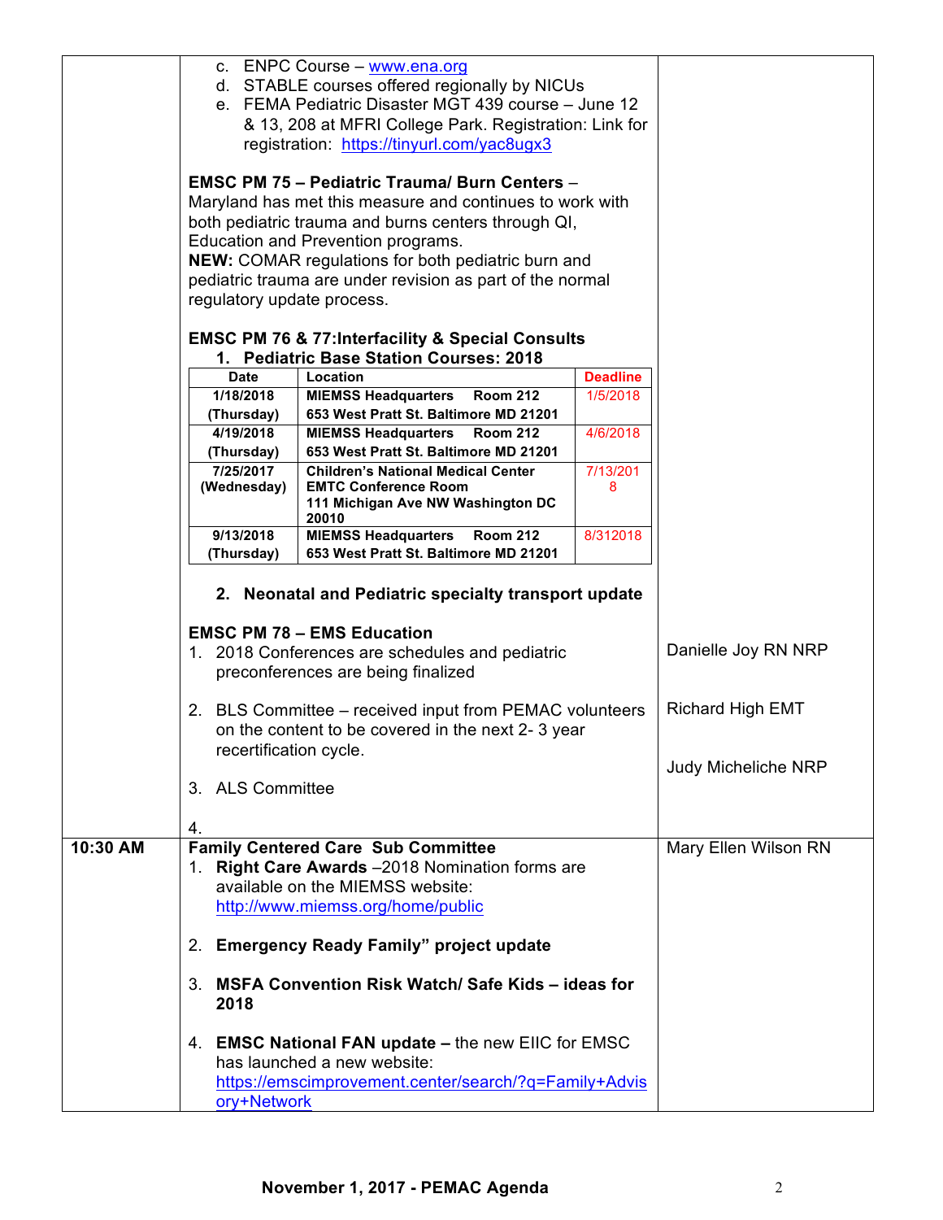| | | |
|---|---|---|
| | c. ENPC Course – www.ena.org<br>d. STABLE courses offered regionally by NICUs<br>e. FEMA Pediatric Disaster MGT 439 course – June 12 & 13, 208 at MFRI College Park. Registration: Link for registration: https://tinyurl.com/yac8ugx3<br><br>**EMSC PM 75 – Pediatric Trauma/ Burn Centers** – Maryland has met this measure and continues to work with both pediatric trauma and burns centers through QI, Education and Prevention programs.<br>**NEW:** COMAR regulations for both pediatric burn and pediatric trauma are under revision as part of the normal regulatory update process.<br><br>**EMSC PM 76 & 77:Interfacility & Special Consults**<br>1. **Pediatric Base Station Courses: 2018**<br><br>(see table below)<br><br>2. **Neonatal and Pediatric specialty transport update**<br><br>**EMSC PM 78 – EMS Education**<br>1. 2018 Conferences are schedules and pediatric preconferences are being finalized<br><br>2. BLS Committee – received input from PEMAC volunteers on the content to be covered in the next 2- 3 year recertification cycle.<br><br>3. ALS Committee<br><br>4. | <br><br><br><br><br><br><br><br><br><br><br><br><br><br>Danielle Joy RN NRP<br><br>Richard High EMT<br><br>Judy Micheliche NRP |
| 10:30 AM | **Family Centered Care Sub Committee**<br>1. **Right Care Awards** –2018 Nomination forms are available on the MIEMSS website: http://www.miemss.org/home/public<br><br>2. **Emergency Ready Family" project update**<br><br>3. **MSFA Convention Risk Watch/ Safe Kids – ideas for 2018**<br><br>4. **EMSC National FAN update –** the new EIIC for EMSC has launched a new website: https://emscimprovement.center/search/?q=Family+Advisory+Network | Mary Ellen Wilson RN |

**Pediatric Base Station Courses: 2018**

| Date | Location | Deadline |
|---|---|---|
| 1/18/2018 (Thursday) | MIEMSS Headquarters Room 212<br>653 West Pratt St. Baltimore MD 21201 | 1/5/2018 |
| 4/19/2018 (Thursday) | MIEMSS Headquarters Room 212<br>653 West Pratt St. Baltimore MD 21201 | 4/6/2018 |
| 7/25/2017 (Wednesday) | Children's National Medical Center<br>EMTC Conference Room<br>111 Michigan Ave NW Washington DC 20010 | 7/13/2018 |
| 9/13/2018 (Thursday) | MIEMSS Headquarters Room 212<br>653 West Pratt St. Baltimore MD 21201 | 8/312018 |

November 1, 2017 - PEMAC Agenda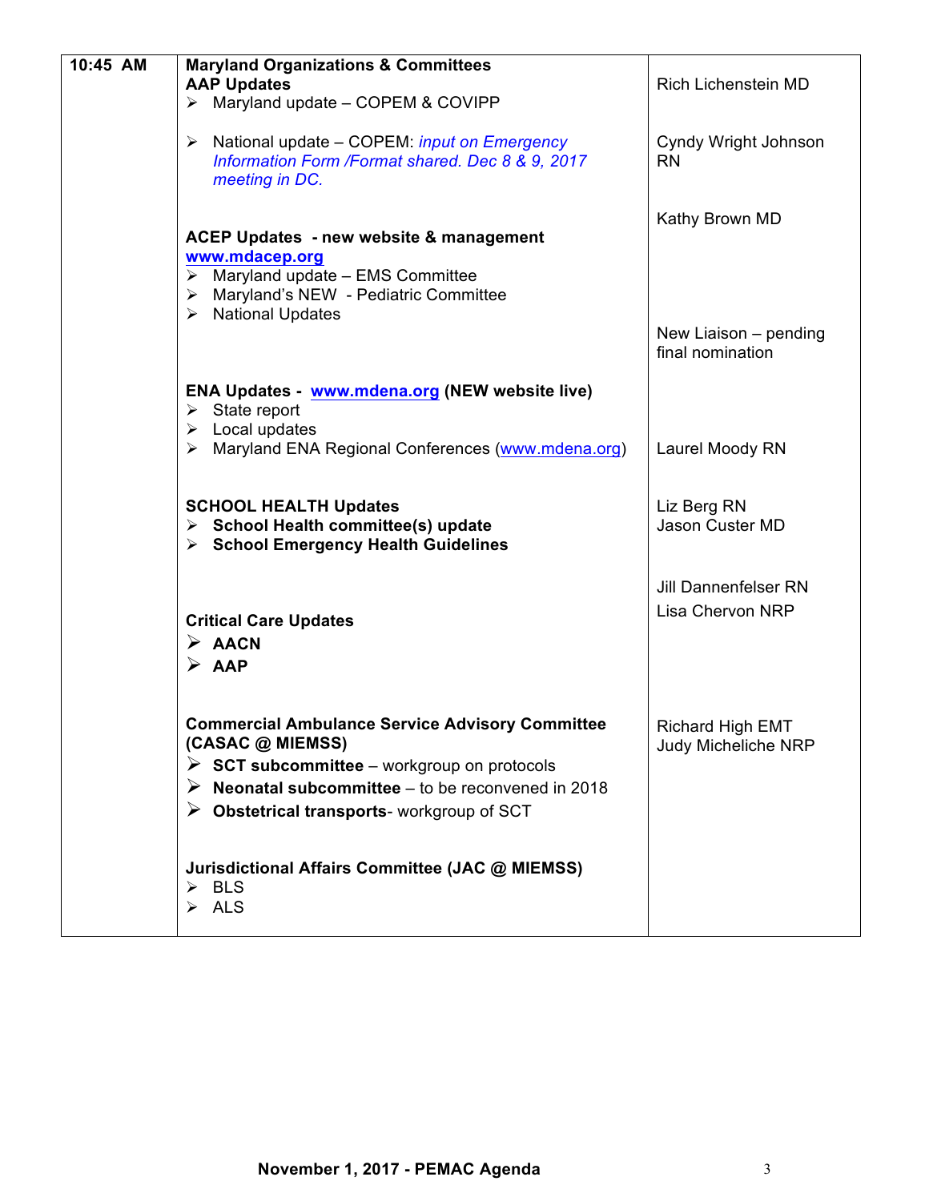| | | |
|---|---|---|
| 10:45 AM | **Maryland Organizations & Committees**<br>**AAP Updates**<br>➢ Maryland update – COPEM & COVIPP<br><br>➢ National update – COPEM: *input on Emergency Information Form /Format shared. Dec 8 & 9, 2017 meeting in DC.* | Rich Lichenstein MD<br><br>Cyndy Wright Johnson RN |
| | **ACEP Updates - new website & management** **www.mdacep.org**<br>➢ Maryland update – EMS Committee<br>➢ Maryland's NEW - Pediatric Committee<br>➢ National Updates | Kathy Brown MD<br><br>New Liaison – pending final nomination |
| | **ENA Updates - www.mdena.org (NEW website live)**<br>➢ State report<br>➢ Local updates<br>➢ Maryland ENA Regional Conferences (www.mdena.org) | Laurel Moody RN |
| | **SCHOOL HEALTH Updates**<br>➢ **School Health committee(s) update**<br>➢ **School Emergency Health Guidelines** | Liz Berg RN<br>Jason Custer MD |
| | **Critical Care Updates**<br>➢ **AACN**<br>➢ **AAP** | Jill Dannenfelser RN<br>Lisa Chervon NRP |
| | **Commercial Ambulance Service Advisory Committee (CASAC @ MIEMSS)**<br>➢ **SCT subcommittee** – workgroup on protocols<br>➢ **Neonatal subcommittee** – to be reconvened in 2018<br>➢ **Obstetrical transports**- workgroup of SCT | Richard High EMT<br>Judy Micheliche NRP |
| | **Jurisdictional Affairs Committee (JAC @ MIEMSS)**<br>➢ BLS<br>➢ ALS | |

**November 1, 2017 - PEMAC Agenda**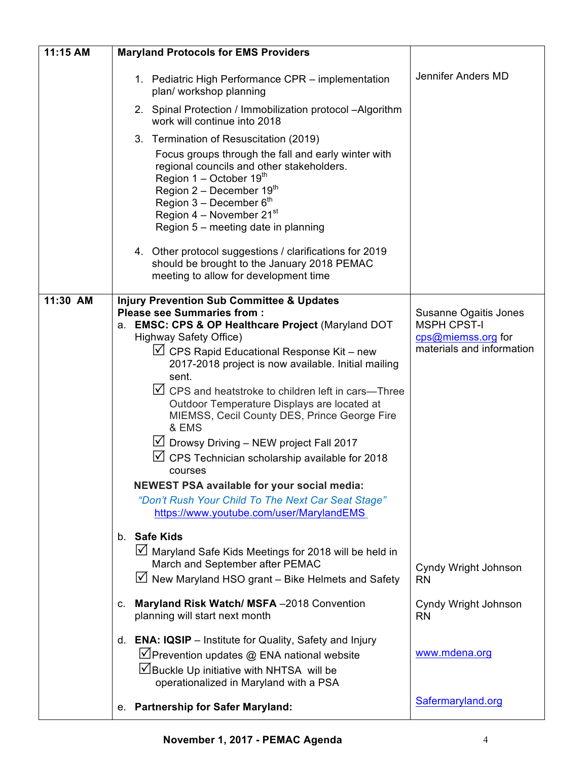| | | |
|---|---|---|
| **11:15 AM** | **Maryland Protocols for EMS Providers**<br><br>1. Pediatric High Performance CPR – implementation plan/ workshop planning<br>2. Spinal Protection / Immobilization protocol –Algorithm work will continue into 2018<br>3. Termination of Resuscitation (2019)<br>Focus groups through the fall and early winter with regional councils and other stakeholders.<br>Region 1 – October 19th<br>Region 2 – December 19th<br>Region 3 – December 6th<br>Region 4 – November 21st<br>Region 5 – meeting date in planning<br>4. Other protocol suggestions / clarifications for 2019 should be brought to the January 2018 PEMAC meeting to allow for development time | Jennifer Anders MD |
| **11:30 AM** | **Injury Prevention Sub Committee & Updates**<br>**Please see Summaries from :**<br>a. **EMSC: CPS & OP Healthcare Project** (Maryland DOT Highway Safety Office)<br>☑ CPS Rapid Educational Response Kit – new 2017-2018 project is now available. Initial mailing sent.<br>☑ CPS and heatstroke to children left in cars—Three Outdoor Temperature Displays are located at MIEMSS, Cecil County DES, Prince George Fire & EMS<br>☑ Drowsy Driving – NEW project Fall 2017<br>☑ CPS Technician scholarship available for 2018 courses<br>**NEWEST PSA available for your social media:**<br>*"Don't Rush Your Child To The Next Car Seat Stage"*<br>https://www.youtube.com/user/MarylandEMS | Susanne Ogaitis Jones MSPH CPST-I<br>cps@miemss.org for materials and information |
| | b. **Safe Kids**<br>☑ Maryland Safe Kids Meetings for 2018 will be held in March and September after PEMAC<br>☑ New Maryland HSO grant – Bike Helmets and Safety | Cyndy Wright Johnson RN |
| | c. **Maryland Risk Watch/ MSFA** –2018 Convention planning will start next month | Cyndy Wright Johnson RN |
| | d. **ENA: IQSIP** – Institute for Quality, Safety and Injury<br>☑Prevention updates @ ENA national website<br>☑Buckle Up initiative with NHTSA will be operationalized in Maryland with a PSA | www.mdena.org |
| | e. **Partnership for Safer Maryland:** | Safermaryland.org |

**November 1, 2017 - PEMAC Agenda**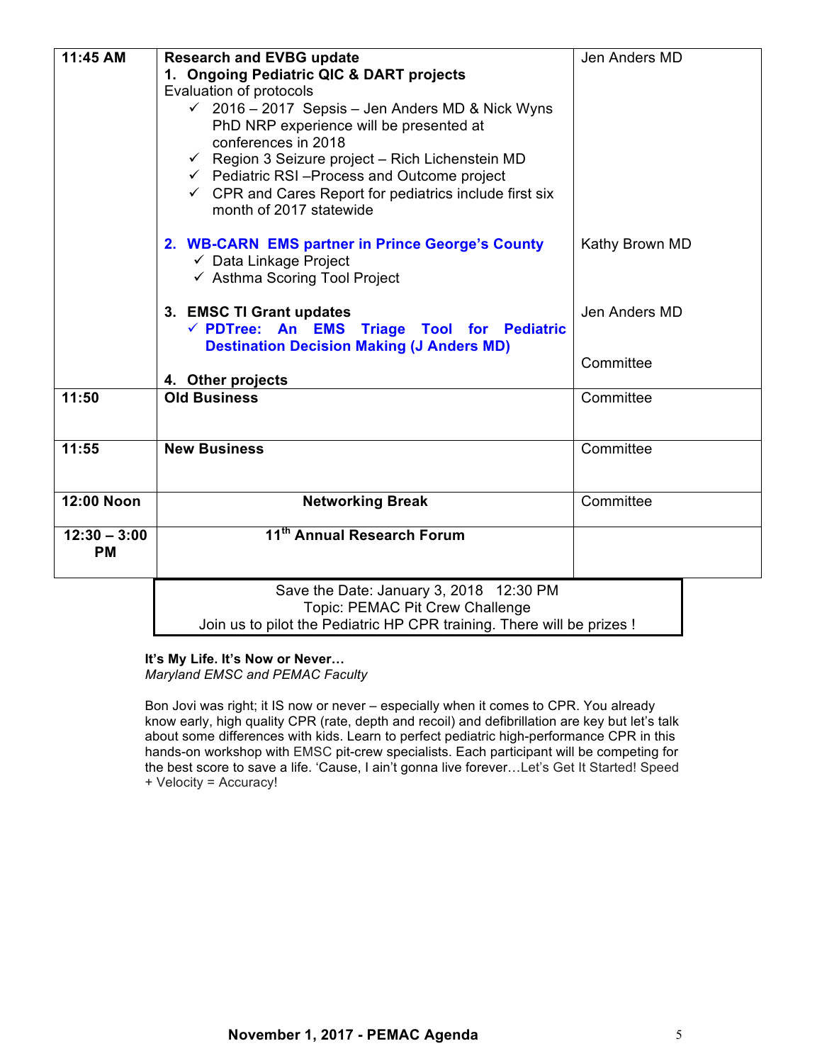| | | |
|---|---|---|
| **11:45 AM** | **Research and EVBG update**<br>**1. Ongoing Pediatric QIC & DART projects**<br>Evaluation of protocols<br>✓ 2016 – 2017 Sepsis – Jen Anders MD & Nick Wyns PhD NRP experience will be presented at conferences in 2018<br>✓ Region 3 Seizure project – Rich Lichenstein MD<br>✓ Pediatric RSI –Process and Outcome project<br>✓ CPR and Cares Report for pediatrics include first six month of 2017 statewide<br><br>**2. WB-CARN EMS partner in Prince George's County**<br>✓ Data Linkage Project<br>✓ Asthma Scoring Tool Project<br><br>**3. EMSC TI Grant updates**<br>✓ **PDTree: An EMS Triage Tool for Pediatric Destination Decision Making (J Anders MD)**<br><br>**4. Other projects** | Jen Anders MD<br><br><br><br><br><br><br><br>Kathy Brown MD<br><br><br><br>Jen Anders MD<br><br><br>Committee |
| **11:50** | **Old Business** | Committee |
| **11:55** | **New Business** | Committee |
| **12:00 Noon** | **Networking Break** | Committee |
| **12:30 – 3:00 PM** | **11th Annual Research Forum** | |

Save the Date: January 3, 2018 12:30 PM
Topic: PEMAC Pit Crew Challenge
Join us to pilot the Pediatric HP CPR training. There will be prizes !

**It's My Life. It's Now or Never…**
*Maryland EMSC and PEMAC Faculty*

Bon Jovi was right; it IS now or never – especially when it comes to CPR. You already know early, high quality CPR (rate, depth and recoil) and defibrillation are key but let's talk about some differences with kids. Learn to perfect pediatric high-performance CPR in this hands-on workshop with EMSC pit-crew specialists. Each participant will be competing for the best score to save a life. 'Cause, I ain't gonna live forever…Let's Get It Started! Speed + Velocity = Accuracy!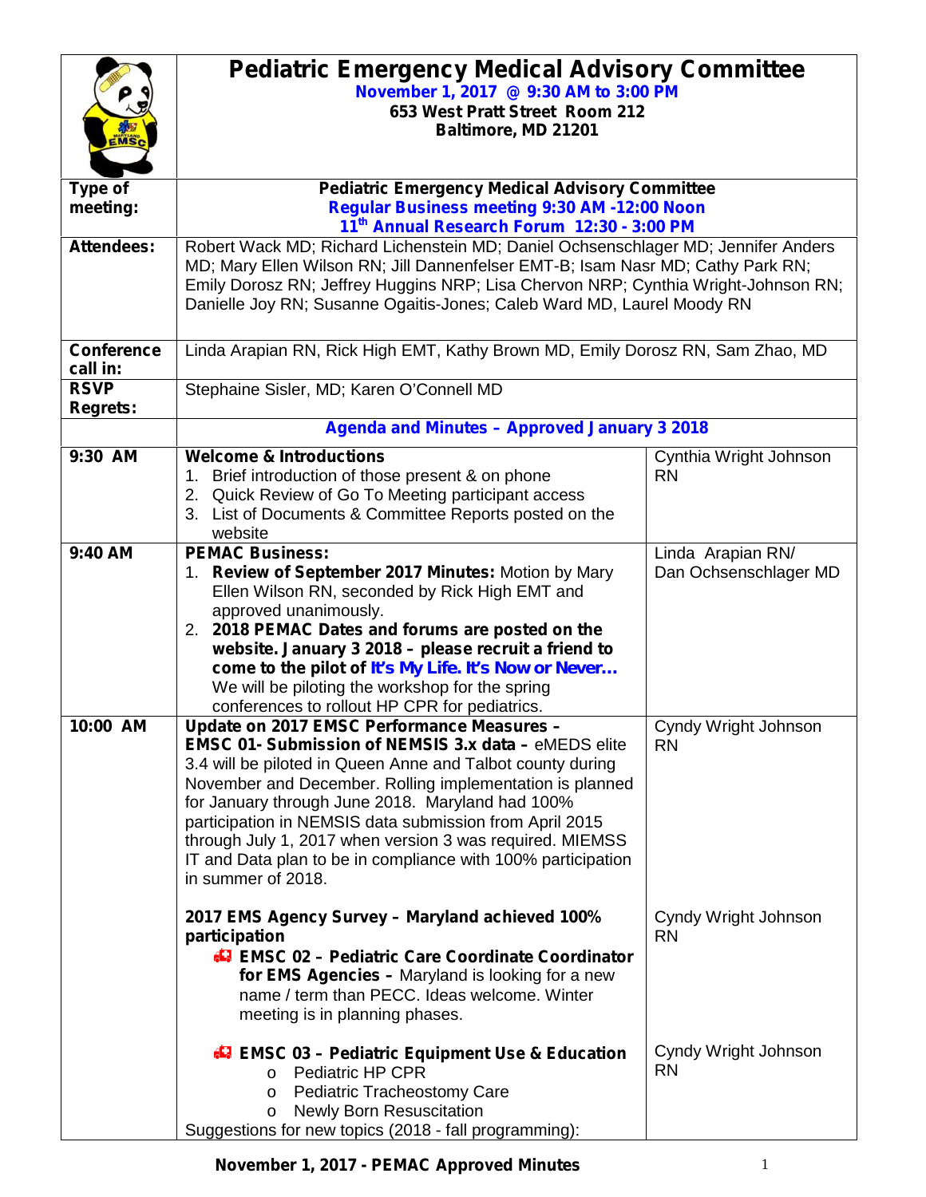# Pediatric Emergency Medical Advisory Committee

**November 1, 2017 @ 9:30 AM to 3:00 PM**
**653 West Pratt Street Room 212**
**Baltimore, MD 21201**

| | | |
|---|---|---|
| **Type of meeting:** | **Pediatric Emergency Medical Advisory Committee**<br>**Regular Business meeting 9:30 AM -12:00 Noon**<br>**11th Annual Research Forum 12:30 - 3:00 PM** | |
| **Attendees:** | Robert Wack MD; Richard Lichenstein MD; Daniel Ochsenschlager MD; Jennifer Anders MD; Mary Ellen Wilson RN; Jill Dannenfelser EMT-B; Isam Nasr MD; Cathy Park RN; Emily Dorosz RN; Jeffrey Huggins NRP; Lisa Chervon NRP; Cynthia Wright-Johnson RN; Danielle Joy RN; Susanne Ogaitis-Jones; Caleb Ward MD, Laurel Moody RN | |
| **Conference call in:** | Linda Arapian RN, Rick High EMT, Kathy Brown MD, Emily Dorosz RN, Sam Zhao, MD | |
| **RSVP Regrets:** | Stephaine Sisler, MD; Karen O'Connell MD | |
| | **Agenda and Minutes – Approved January 3 2018** | |
| **9:30 AM** | **Welcome & Introductions**<br>1. Brief introduction of those present & on phone<br>2. Quick Review of Go To Meeting participant access<br>3. List of Documents & Committee Reports posted on the website | Cynthia Wright Johnson RN |
| **9:40 AM** | **PEMAC Business:**<br>1. **Review of September 2017 Minutes:** Motion by Mary Ellen Wilson RN, seconded by Rick High EMT and approved unanimously.<br>2. **2018 PEMAC Dates and forums are posted on the website. January 3 2018 – please recruit a friend to come to the pilot of *It's My Life. It's Now or Never…*** We will be piloting the workshop for the spring conferences to rollout HP CPR for pediatrics. | Linda Arapian RN/ Dan Ochsenschlager MD |
| **10:00 AM** | **Update on 2017 EMSC Performance Measures – EMSC 01- Submission of NEMSIS 3.x data –** eMEDS elite 3.4 will be piloted in Queen Anne and Talbot county during November and December. Rolling implementation is planned for January through June 2018. Maryland had 100% participation in NEMSIS data submission from April 2015 through July 1, 2017 when version 3 was required. MIEMSS IT and Data plan to be in compliance with 100% participation in summer of 2018. | Cyndy Wright Johnson RN |
| | **2017 EMS Agency Survey – Maryland achieved 100% participation**<br>**EMSC 02 – Pediatric Care Coordinate Coordinator for EMS Agencies –** Maryland is looking for a new name / term than PECC. Ideas welcome. Winter meeting is in planning phases. | Cyndy Wright Johnson RN |
| | **EMSC 03 – Pediatric Equipment Use & Education**<br>- Pediatric HP CPR<br>- Pediatric Tracheostomy Care<br>- Newly Born Resuscitation<br><br>Suggestions for new topics (2018 - fall programming): | Cyndy Wright Johnson RN |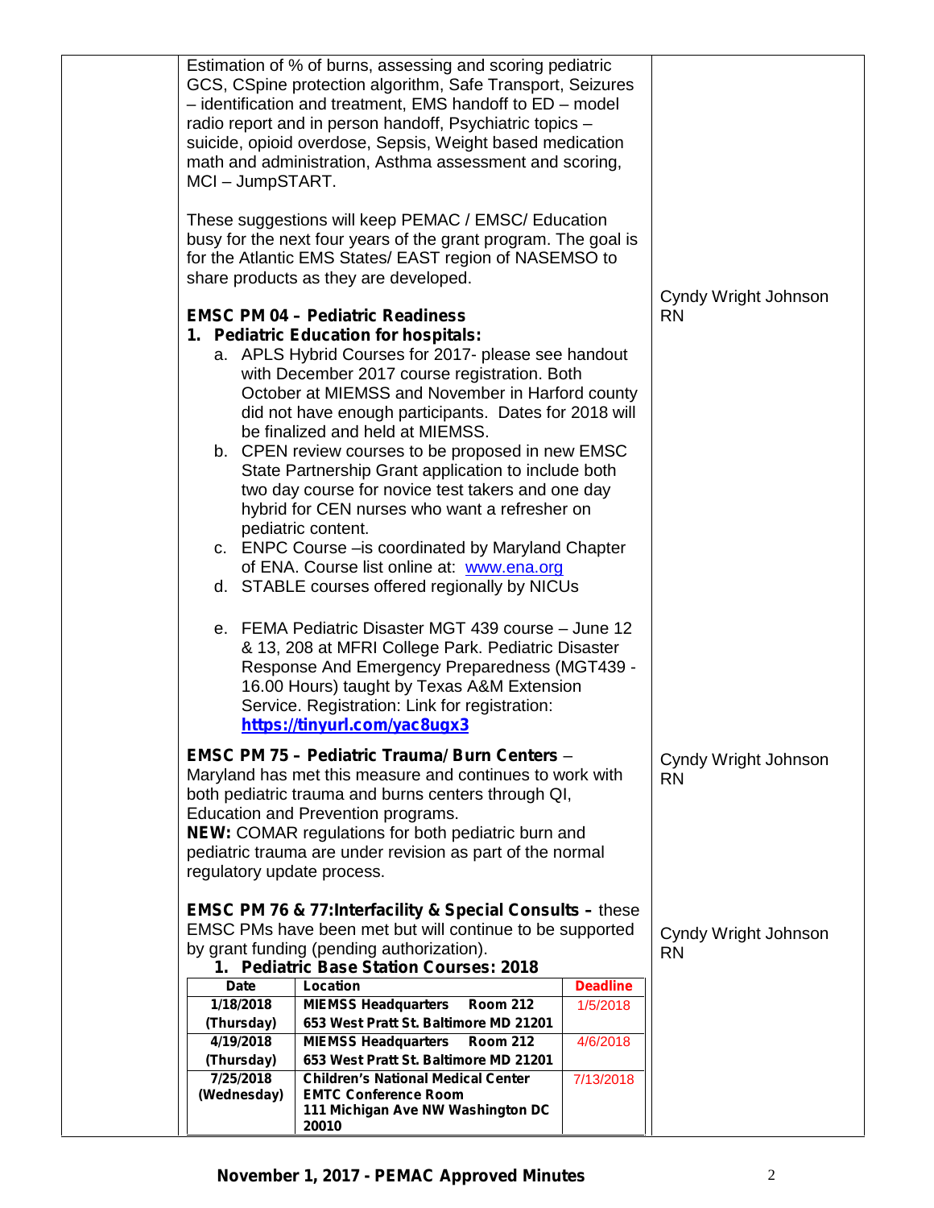| | | |
|---|---|---|
| | Estimation of % of burns, assessing and scoring pediatric GCS, CSpine protection algorithm, Safe Transport, Seizures – identification and treatment, EMS handoff to ED – model radio report and in person handoff, Psychiatric topics – suicide, opioid overdose, Sepsis, Weight based medication math and administration, Asthma assessment and scoring, MCI – JumpSTART.<br><br>These suggestions will keep PEMAC / EMSC/ Education busy for the next four years of the grant program. The goal is for the Atlantic EMS States/ EAST region of NASEMSO to share products as they are developed.<br><br>**EMSC PM 04 – Pediatric Readiness**<br>**1. Pediatric Education for hospitals:**<br>a. APLS Hybrid Courses for 2017- please see handout with December 2017 course registration. Both October at MIEMSS and November in Harford county did not have enough participants. Dates for 2018 will be finalized and held at MIEMSS.<br>b. CPEN review courses to be proposed in new EMSC State Partnership Grant application to include both two day course for novice test takers and one day hybrid for CEN nurses who want a refresher on pediatric content.<br>c. ENPC Course –is coordinated by Maryland Chapter of ENA. Course list online at: www.ena.org<br>d. STABLE courses offered regionally by NICUs<br><br>e. FEMA Pediatric Disaster MGT 439 course – June 12 & 13, 208 at MFRI College Park. Pediatric Disaster Response And Emergency Preparedness (MGT439 - 16.00 Hours) taught by Texas A&M Extension Service. Registration: Link for registration: **https://tinyurl.com/yac8ugx3** | Cyndy Wright Johnson RN |
| | **EMSC PM 75 – Pediatric Trauma/ Burn Centers** – Maryland has met this measure and continues to work with both pediatric trauma and burns centers through QI, Education and Prevention programs.<br>**NEW:** COMAR regulations for both pediatric burn and pediatric trauma are under revision as part of the normal regulatory update process. | Cyndy Wright Johnson RN |
| | **EMSC PM 76 & 77:Interfacility & Special Consults –** these EMSC PMs have been met but will continue to be supported by grant funding (pending authorization).<br>**1. Pediatric Base Station Courses: 2018** | Cyndy Wright Johnson RN |

| Date | Location | Deadline |
|---|---|---|
| 1/18/2018 (Thursday) | MIEMSS Headquarters Room 212 653 West Pratt St. Baltimore MD 21201 | 1/5/2018 |
| 4/19/2018 (Thursday) | MIEMSS Headquarters Room 212 653 West Pratt St. Baltimore MD 21201 | 4/6/2018 |
| 7/25/2018 (Wednesday) | Children's National Medical Center EMTC Conference Room 111 Michigan Ave NW Washington DC 20010 | 7/13/2018 |

**November 1, 2017 - PEMAC Approved Minutes**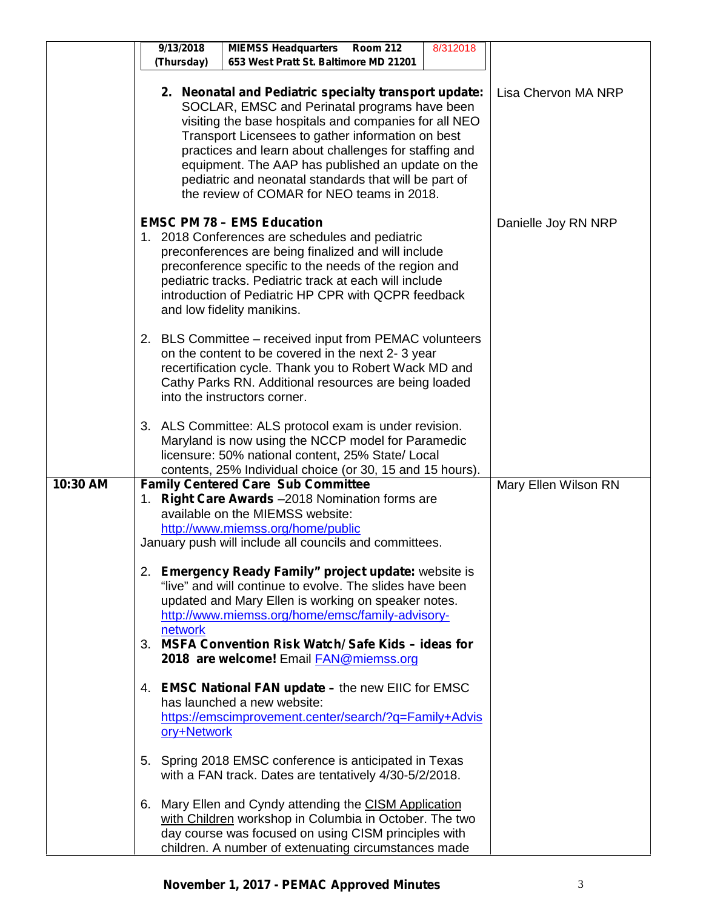| | | |
|---|---|---|
| | **9/13/2018 (Thursday)** / **MIEMSS Headquarters Room 212 653 West Pratt St. Baltimore MD 21201** / 8/312018 | |
| | 2. **Neonatal and Pediatric specialty transport update:** SOCLAR, EMSC and Perinatal programs have been visiting the base hospitals and companies for all NEO Transport Licensees to gather information on best practices and learn about challenges for staffing and equipment. The AAP has published an update on the pediatric and neonatal standards that will be part of the review of COMAR for NEO teams in 2018. | Lisa Chervon MA NRP |
| | **EMSC PM 78 – EMS Education**<br>1. 2018 Conferences are schedules and pediatric preconferences are being finalized and will include preconference specific to the needs of the region and pediatric tracks. Pediatric track at each will include introduction of Pediatric HP CPR with QCPR feedback and low fidelity manikins.<br><br>2. BLS Committee – received input from PEMAC volunteers on the content to be covered in the next 2- 3 year recertification cycle. Thank you to Robert Wack MD and Cathy Parks RN. Additional resources are being loaded into the instructors corner.<br><br>3. ALS Committee: ALS protocol exam is under revision. Maryland is now using the NCCP model for Paramedic licensure: 50% national content, 25% State/ Local contents, 25% Individual choice (or 30, 15 and 15 hours). | Danielle Joy RN NRP |
| **10:30 AM** | **Family Centered Care Sub Committee**<br>1. **Right Care Awards** –2018 Nomination forms are available on the MIEMSS website: http://www.miemss.org/home/public<br>January push will include all councils and committees.<br><br>2. **Emergency Ready Family" project update:** website is "live" and will continue to evolve. The slides have been updated and Mary Ellen is working on speaker notes. http://www.miemss.org/home/emsc/family-advisory-network<br>3. **MSFA Convention Risk Watch/Safe Kids – ideas for 2018 are welcome!** Email FAN@miemss.org<br><br>4. **EMSC National FAN update –** the new EIIC for EMSC has launched a new website: https://emscimprovement.center/search/?q=Family+Advisory+Network<br><br>5. Spring 2018 EMSC conference is anticipated in Texas with a FAN track. Dates are tentatively 4/30-5/2/2018.<br><br>6. Mary Ellen and Cyndy attending the CISM Application with Children workshop in Columbia in October. The two day course was focused on using CISM principles with children. A number of extenuating circumstances made | Mary Ellen Wilson RN |

**November 1, 2017 - PEMAC Approved Minutes**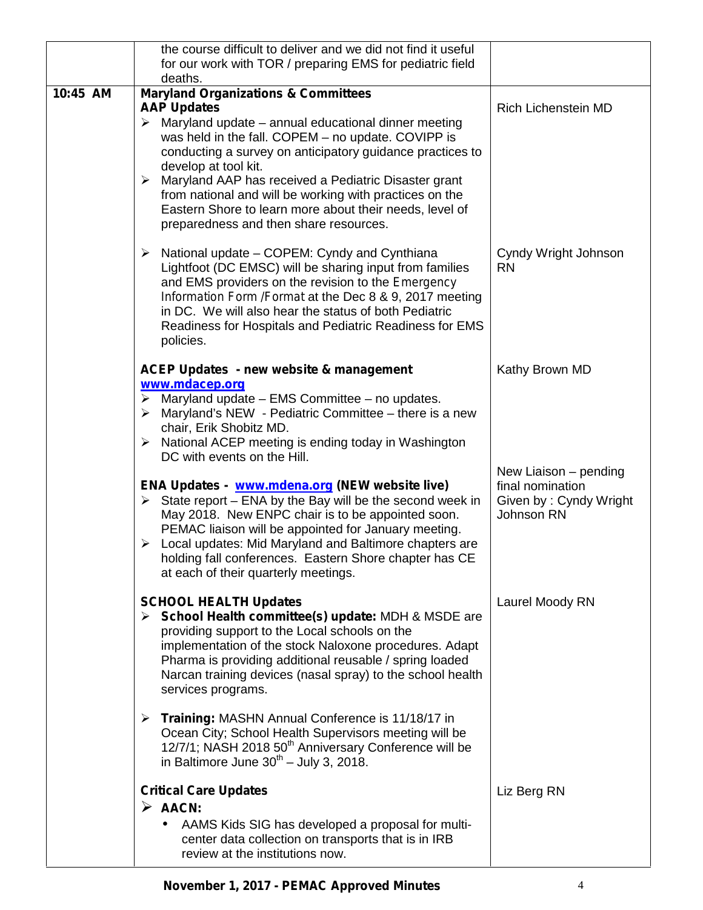| | | |
|---|---|---|
| | the course difficult to deliver and we did not find it useful for our work with TOR / preparing EMS for pediatric field deaths. | |
| **10:45 AM** | **Maryland Organizations & Committees**<br>**AAP Updates**<br>➢ Maryland update – annual educational dinner meeting was held in the fall. COPEM – no update. COVIPP is conducting a survey on anticipatory guidance practices to develop at tool kit.<br>➢ Maryland AAP has received a Pediatric Disaster grant from national and will be working with practices on the Eastern Shore to learn more about their needs, level of preparedness and then share resources. | Rich Lichenstein MD |
| | ➢ National update – COPEM: Cyndy and Cynthiana Lightfoot (DC EMSC) will be sharing input from families and EMS providers on the revision to the *Emergency Information Form /Format* at the Dec 8 & 9, 2017 meeting in DC. We will also hear the status of both Pediatric Readiness for Hospitals and Pediatric Readiness for EMS policies. | Cyndy Wright Johnson RN |
| | **ACEP Updates - new website & management** **www.mdacep.org**<br>➢ Maryland update – EMS Committee – no updates.<br>➢ Maryland's NEW - Pediatric Committee – there is a new chair, Erik Shobitz MD.<br>➢ National ACEP meeting is ending today in Washington DC with events on the Hill. | Kathy Brown MD |
| | **ENA Updates - www.mdena.org (NEW website live)**<br>➢ State report – ENA by the Bay will be the second week in May 2018. New ENPC chair is to be appointed soon. PEMAC liaison will be appointed for January meeting.<br>➢ Local updates: Mid Maryland and Baltimore chapters are holding fall conferences. Eastern Shore chapter has CE at each of their quarterly meetings. | New Liaison – pending final nomination<br>Given by : Cyndy Wright Johnson RN |
| | **SCHOOL HEALTH Updates**<br>➢ **School Health committee(s) update:** MDH & MSDE are providing support to the Local schools on the implementation of the stock Naloxone procedures. Adapt Pharma is providing additional reusable / spring loaded Narcan training devices (nasal spray) to the school health services programs.<br><br>➢ **Training:** MASHN Annual Conference is 11/18/17 in Ocean City; School Health Supervisors meeting will be 12/7/1; NASH 2018 50th Anniversary Conference will be in Baltimore June 30th – July 3, 2018. | Laurel Moody RN |
| | **Critical Care Updates**<br>➢ **AACN:**<br>• AAMS Kids SIG has developed a proposal for multi-center data collection on transports that is in IRB review at the institutions now. | Liz Berg RN |

**November 1, 2017 - PEMAC Approved Minutes**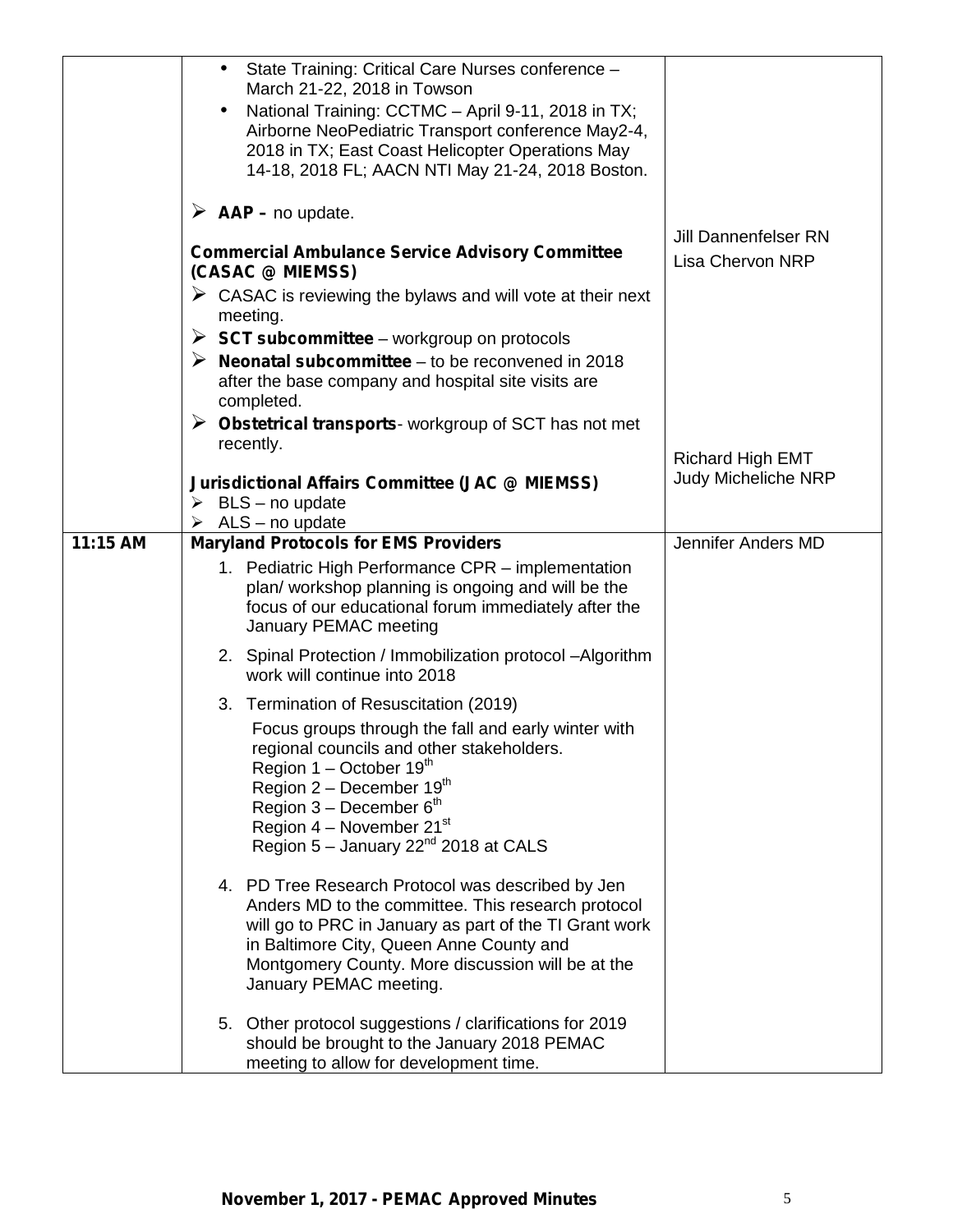| | | |
|---|---|---|
| | • State Training: Critical Care Nurses conference – March 21-22, 2018 in Towson<br>• National Training: CCTMC – April 9-11, 2018 in TX; Airborne NeoPediatric Transport conference May2-4, 2018 in TX; East Coast Helicopter Operations May 14-18, 2018 FL; AACN NTI May 21-24, 2018 Boston.<br><br>➢ **AAP –** no update.<br><br>**Commercial Ambulance Service Advisory Committee (CASAC @ MIEMSS)**<br>➢ CASAC is reviewing the bylaws and will vote at their next meeting.<br>➢ **SCT subcommittee** – workgroup on protocols<br>➢ **Neonatal subcommittee** – to be reconvened in 2018 after the base company and hospital site visits are completed.<br>➢ **Obstetrical transports**- workgroup of SCT has not met recently.<br><br>**Jurisdictional Affairs Committee (JAC @ MIEMSS)**<br>➢ BLS – no update<br>➢ ALS – no update | Jill Dannenfelser RN<br>Lisa Chervon NRP<br><br>Richard High EMT<br>Judy Micheliche NRP |
| **11:15 AM** | **Maryland Protocols for EMS Providers**<br>1. Pediatric High Performance CPR – implementation plan/ workshop planning is ongoing and will be the focus of our educational forum immediately after the January PEMAC meeting<br>2. Spinal Protection / Immobilization protocol –Algorithm work will continue into 2018<br>3. Termination of Resuscitation (2019)<br>Focus groups through the fall and early winter with regional councils and other stakeholders.<br>Region 1 – October 19th<br>Region 2 – December 19th<br>Region 3 – December 6th<br>Region 4 – November 21st<br>Region 5 – January 22nd 2018 at CALS<br>4. PD Tree Research Protocol was described by Jen Anders MD to the committee. This research protocol will go to PRC in January as part of the TI Grant work in Baltimore City, Queen Anne County and Montgomery County. More discussion will be at the January PEMAC meeting.<br>5. Other protocol suggestions / clarifications for 2019 should be brought to the January 2018 PEMAC meeting to allow for development time. | Jennifer Anders MD |

**November 1, 2017 - PEMAC Approved Minutes**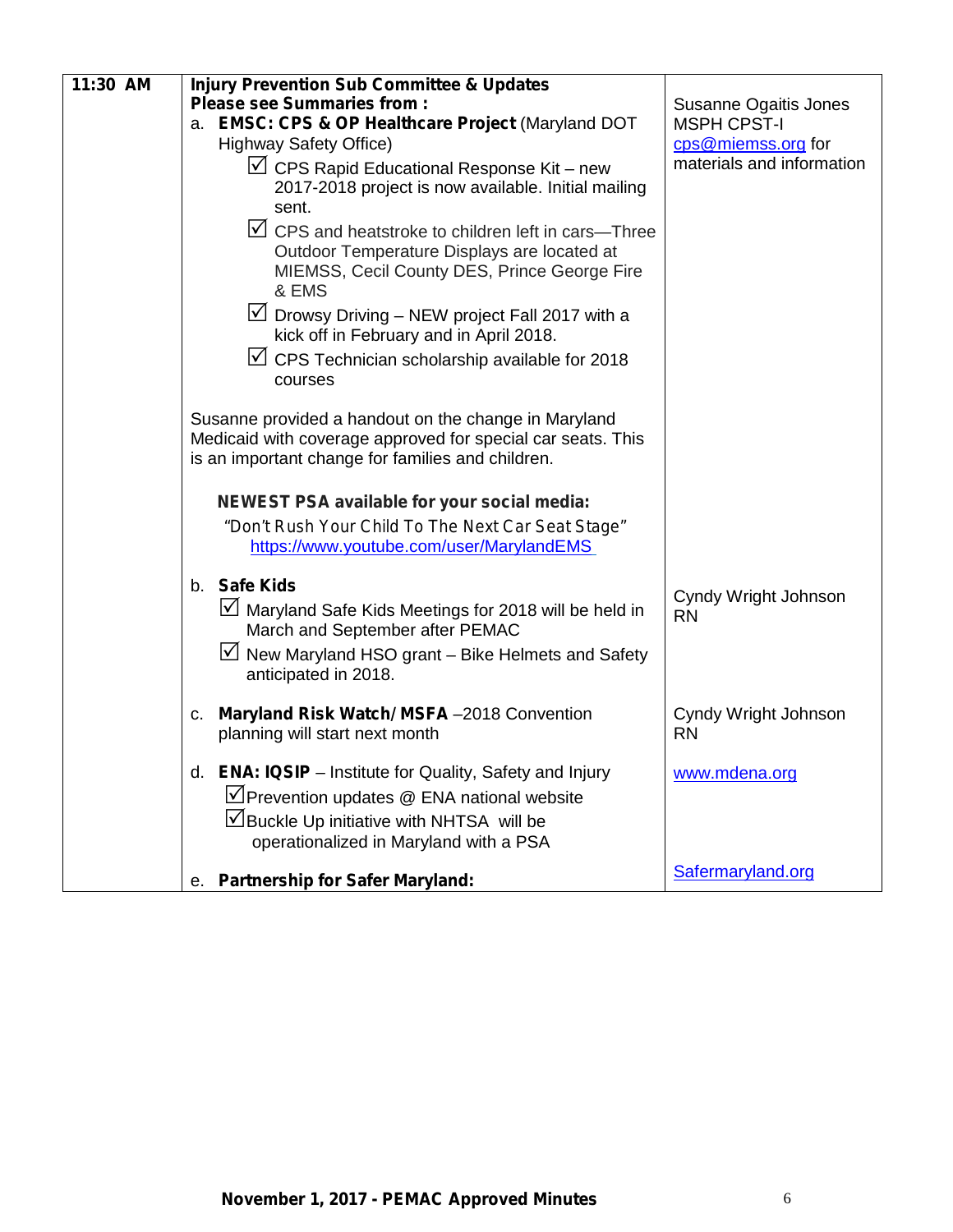| | | |
|---|---|---|
| **11:30 AM** | **Injury Prevention Sub Committee & Updates**<br>**Please see Summaries from :**<br>a. **EMSC: CPS & OP Healthcare Project** (Maryland DOT Highway Safety Office)<br>☑ CPS Rapid Educational Response Kit – new 2017-2018 project is now available. Initial mailing sent.<br>☑ CPS and heatstroke to children left in cars—Three Outdoor Temperature Displays are located at MIEMSS, Cecil County DES, Prince George Fire & EMS<br>☑ Drowsy Driving – NEW project Fall 2017 with a kick off in February and in April 2018.<br>☑ CPS Technician scholarship available for 2018 courses<br><br>Susanne provided a handout on the change in Maryland Medicaid with coverage approved for special car seats. This is an important change for families and children.<br><br>**NEWEST PSA available for your social media:**<br>"Don't Rush Your Child To The Next Car Seat Stage"<br>https://www.youtube.com/user/MarylandEMS | Susanne Ogaitis Jones MSPH CPST-I<br>cps@miemss.org for materials and information |
| | b. **Safe Kids**<br>☑ Maryland Safe Kids Meetings for 2018 will be held in March and September after PEMAC<br>☑ New Maryland HSO grant – Bike Helmets and Safety anticipated in 2018. | Cyndy Wright Johnson RN |
| | c. **Maryland Risk Watch/ MSFA** –2018 Convention planning will start next month | Cyndy Wright Johnson RN |
| | d. **ENA: IQSIP** – Institute for Quality, Safety and Injury<br>☑Prevention updates @ ENA national website<br>☑Buckle Up initiative with NHTSA will be operationalized in Maryland with a PSA | www.mdena.org |
| | e. **Partnership for Safer Maryland:** | Safermaryland.org |

**November 1, 2017 - PEMAC Approved Minutes**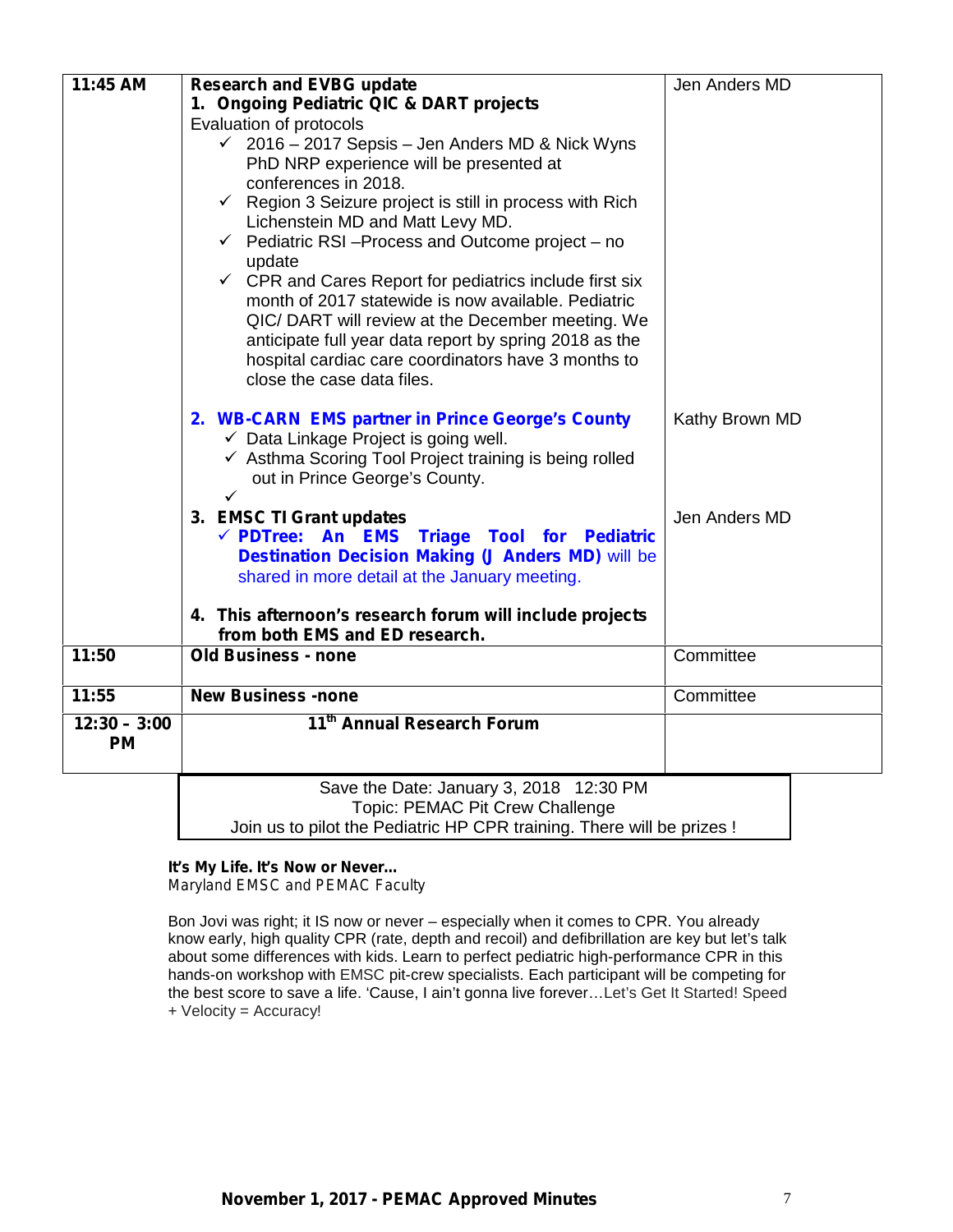| | | |
|---|---|---|
| **11:45 AM** | **Research and EVBG update**<br>**1. Ongoing Pediatric QIC & DART projects**<br>Evaluation of protocols<br>✓ 2016 – 2017 Sepsis – Jen Anders MD & Nick Wyns PhD NRP experience will be presented at conferences in 2018.<br>✓ Region 3 Seizure project is still in process with Rich Lichenstein MD and Matt Levy MD.<br>✓ Pediatric RSI –Process and Outcome project – no update<br>✓ CPR and Cares Report for pediatrics include first six month of 2017 statewide is now available. Pediatric QIC/ DART will review at the December meeting. We anticipate full year data report by spring 2018 as the hospital cardiac care coordinators have 3 months to close the case data files.<br><br>**2. WB-CARN EMS partner in Prince George's County**<br>✓ Data Linkage Project is going well.<br>✓ Asthma Scoring Tool Project training is being rolled out in Prince George's County.<br>✓<br>**3. EMSC TI Grant updates**<br>✓ **PDTree: An EMS Triage Tool for Pediatric Destination Decision Making (J Anders MD)** will be shared in more detail at the January meeting.<br><br>**4. This afternoon's research forum will include projects from both EMS and ED research.** | Jen Anders MD<br><br><br><br><br><br><br><br><br><br><br><br><br>Kathy Brown MD<br><br><br><br>Jen Anders MD |
| **11:50** | **Old Business - none** | Committee |
| **11:55** | **New Business -none** | Committee |
| **12:30 – 3:00 PM** | **11th Annual Research Forum** | |

Save the Date: January 3, 2018 12:30 PM
Topic: PEMAC Pit Crew Challenge
Join us to pilot the Pediatric HP CPR training. There will be prizes !

**It's My Life. It's Now or Never…**
Maryland EMSC and PEMAC Faculty

Bon Jovi was right; it IS now or never – especially when it comes to CPR. You already know early, high quality CPR (rate, depth and recoil) and defibrillation are key but let's talk about some differences with kids. Learn to perfect pediatric high-performance CPR in this hands-on workshop with EMSC pit-crew specialists. Each participant will be competing for the best score to save a life. 'Cause, I ain't gonna live forever…Let's Get It Started! Speed + Velocity = Accuracy!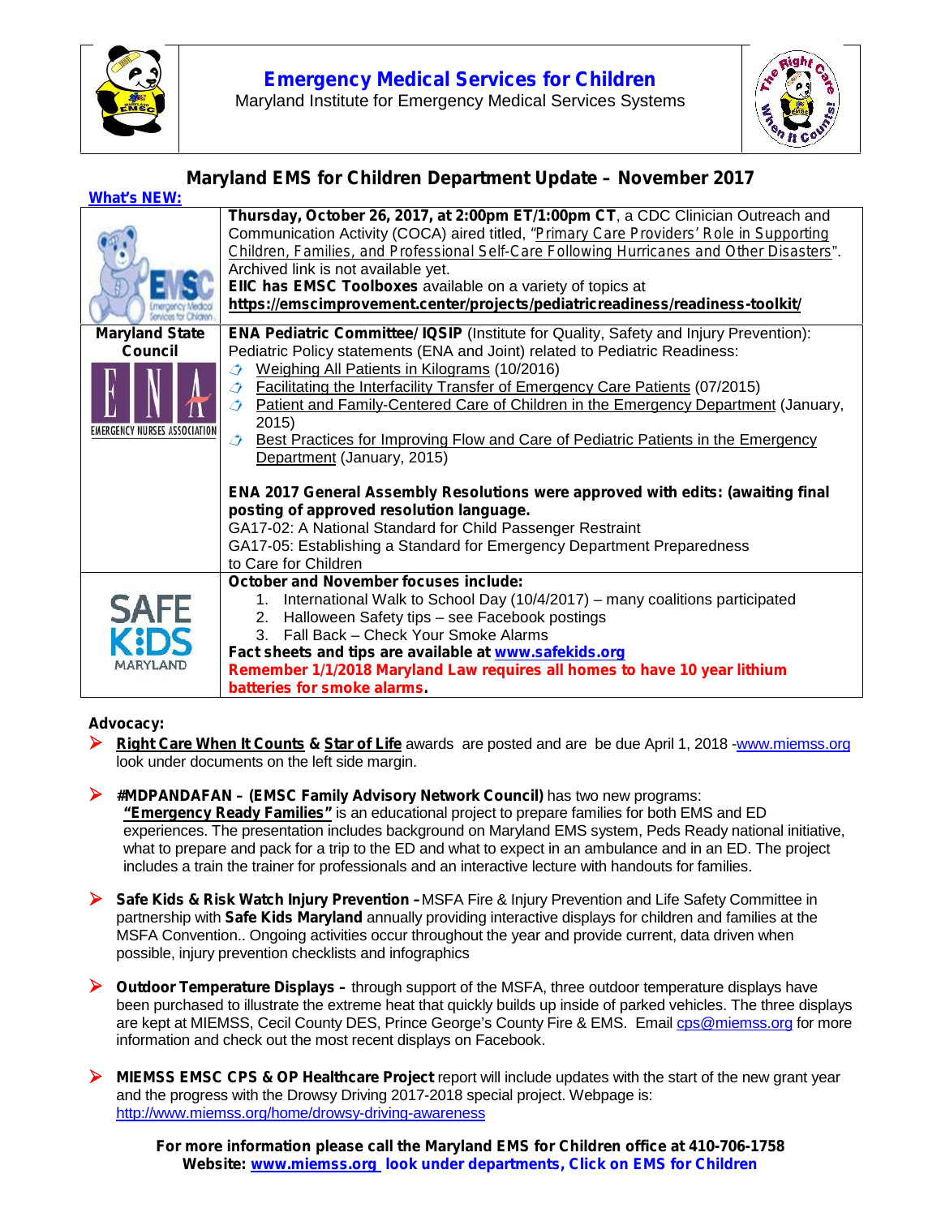# Emergency Medical Services for Children

Maryland Institute for Emergency Medical Services Systems

## Maryland EMS for Children Department Update – November 2017

**What's NEW:**

| | |
|---|---|
| EMSC Emergency Medical Services for Children | **Thursday, October 26, 2017, at 2:00pm ET/1:00pm CT**, a CDC Clinician Outreach and Communication Activity (COCA) aired titled, "Primary Care Providers' Role in Supporting Children, Families, and Professional Self-Care Following Hurricanes and Other Disasters". Archived link is not available yet. **EIIC has EMSC Toolboxes** available on a variety of topics at **https://emscimprovement.center/projects/pediatricreadiness/readiness-toolkit/** |
| **Maryland State Council** ENA EMERGENCY NURSES ASSOCIATION | **ENA Pediatric Committee/ IQSIP** (Institute for Quality, Safety and Injury Prevention): Pediatric Policy statements (ENA and Joint) related to Pediatric Readiness:<br>- Weighing All Patients in Kilograms (10/2016)<br>- Facilitating the Interfacility Transfer of Emergency Care Patients (07/2015)<br>- Patient and Family-Centered Care of Children in the Emergency Department (January, 2015)<br>- Best Practices for Improving Flow and Care of Pediatric Patients in the Emergency Department (January, 2015)<br><br>**ENA 2017 General Assembly Resolutions were approved with edits: (awaiting final posting of approved resolution language.**<br>GA17-02: A National Standard for Child Passenger Restraint<br>GA17-05: Establishing a Standard for Emergency Department Preparedness to Care for Children |
| SAFE KIDS MARYLAND | **October and November focuses include:**<br>1. International Walk to School Day (10/4/2017) – many coalitions participated<br>2. Halloween Safety tips – see Facebook postings<br>3. Fall Back – Check Your Smoke Alarms<br>**Fact sheets and tips are available at www.safekids.org**<br>**Remember 1/1/2018 Maryland Law requires all homes to have 10 year lithium batteries for smoke alarms.** |

**Advocacy:**

- **Right Care When It Counts** & **Star of Life** awards are posted and are be due April 1, 2018 -www.miemss.org look under documents on the left side margin.
- **#MDPANDAFAN – (EMSC Family Advisory Network Council)** has two new programs:
  **"Emergency Ready Families"** is an educational project to prepare families for both EMS and ED experiences. The presentation includes background on Maryland EMS system, Peds Ready national initiative, what to prepare and pack for a trip to the ED and what to expect in an ambulance and in an ED. The project includes a train the trainer for professionals and an interactive lecture with handouts for families.
- **Safe Kids & Risk Watch Injury Prevention –** MSFA Fire & Injury Prevention and Life Safety Committee in partnership with **Safe Kids Maryland** annually providing interactive displays for children and families at the MSFA Convention.. Ongoing activities occur throughout the year and provide current, data driven when possible, injury prevention checklists and infographics
- **Outdoor Temperature Displays –** through support of the MSFA, three outdoor temperature displays have been purchased to illustrate the extreme heat that quickly builds up inside of parked vehicles. The three displays are kept at MIEMSS, Cecil County DES, Prince George's County Fire & EMS. Email cps@miemss.org for more information and check out the most recent displays on Facebook.
- **MIEMSS EMSC CPS & OP Healthcare Project** report will include updates with the start of the new grant year and the progress with the Drowsy Driving 2017-2018 special project. Webpage is: http://www.miemss.org/home/drowsy-driving-awareness

**For more information please call the Maryland EMS for Children office at 410-706-1758**
**Website: www.miemss.org look under departments, Click on EMS for Children**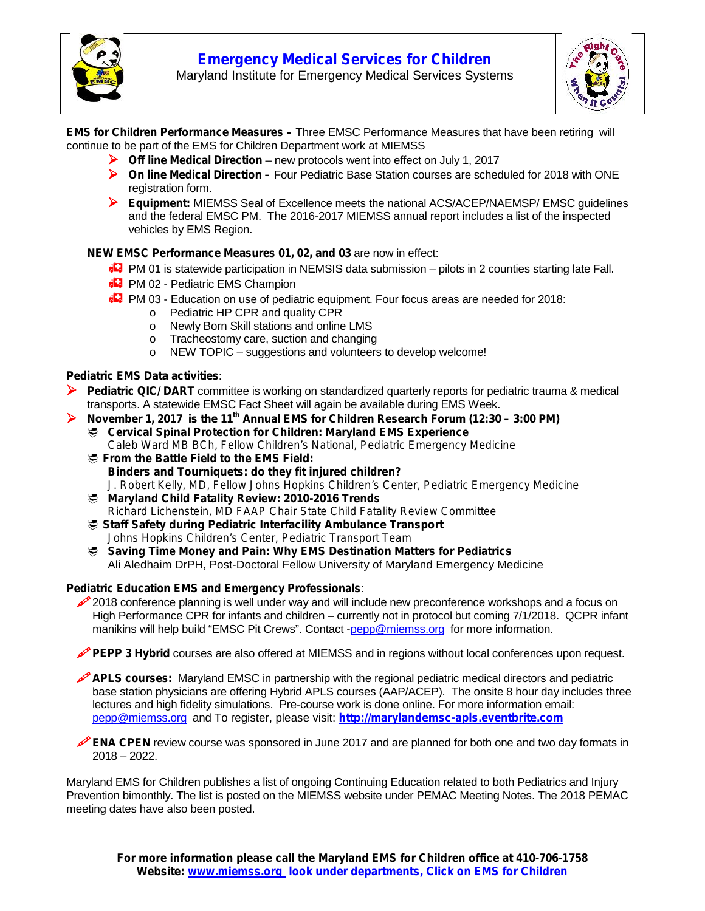# Emergency Medical Services for Children

Maryland Institute for Emergency Medical Services Systems

**EMS for Children Performance Measures –** Three EMSC Performance Measures that have been retiring will continue to be part of the EMS for Children Department work at MIEMSS

- **Off line Medical Direction** – new protocols went into effect on July 1, 2017
- **On line Medical Direction –** Four Pediatric Base Station courses are scheduled for 2018 with ONE registration form.
- **Equipment:** MIEMSS Seal of Excellence meets the national ACS/ACEP/NAEMSP/ EMSC guidelines and the federal EMSC PM. The 2016-2017 MIEMSS annual report includes a list of the inspected vehicles by EMS Region.

**NEW EMSC Performance Measures 01, 02, and 03** are now in effect:

- PM 01 is statewide participation in NEMSIS data submission – pilots in 2 counties starting late Fall.
- PM 02 - Pediatric EMS Champion
- PM 03 - Education on use of pediatric equipment. Four focus areas are needed for 2018:
  - Pediatric HP CPR and quality CPR
  - Newly Born Skill stations and online LMS
  - Tracheostomy care, suction and changing
  - NEW TOPIC – suggestions and volunteers to develop welcome!

**Pediatric EMS Data activities**:

- **Pediatric QIC/DART** committee is working on standardized quarterly reports for pediatric trauma & medical transports. A statewide EMSC Fact Sheet will again be available during EMS Week.
- **November 1, 2017 is the 11th Annual EMS for Children Research Forum (12:30 – 3:00 PM)**
  - **Cervical Spinal Protection for Children: Maryland EMS Experience**
    Caleb Ward MB BCh, Fellow Children's National, Pediatric Emergency Medicine
  - **From the Battle Field to the EMS Field:**
    **Binders and Tourniquets: do they fit injured children?**
    J. Robert Kelly, MD, Fellow Johns Hopkins Children's Center, Pediatric Emergency Medicine
  - **Maryland Child Fatality Review: 2010-2016 Trends**
    Richard Lichenstein, MD FAAP Chair State Child Fatality Review Committee
  - **Staff Safety during Pediatric Interfacility Ambulance Transport**
    Johns Hopkins Children's Center, Pediatric Transport Team
  - **Saving Time Money and Pain: Why EMS Destination Matters for Pediatrics**
    Ali Aledhaim DrPH, Post-Doctoral Fellow University of Maryland Emergency Medicine

**Pediatric Education EMS and Emergency Professionals**:

- 2018 conference planning is well under way and will include new preconference workshops and a focus on High Performance CPR for infants and children – currently not in protocol but coming 7/1/2018. QCPR infant manikins will help build "EMSC Pit Crews". Contact -pepp@miemss.org for more information.

- **PEPP 3 Hybrid** courses are also offered at MIEMSS and in regions without local conferences upon request.

- **APLS courses:** Maryland EMSC in partnership with the regional pediatric medical directors and pediatric base station physicians are offering Hybrid APLS courses (AAP/ACEP). The onsite 8 hour day includes three lectures and high fidelity simulations. Pre-course work is done online. For more information email: pepp@miemss.org and To register, please visit: **http://marylandemsc-apls.eventbrite.com**

- **ENA CPEN** review course was sponsored in June 2017 and are planned for both one and two day formats in 2018 – 2022.

Maryland EMS for Children publishes a list of ongoing Continuing Education related to both Pediatrics and Injury Prevention bimonthly. The list is posted on the MIEMSS website under PEMAC Meeting Notes. The 2018 PEMAC meeting dates have also been posted.

**For more information please call the Maryland EMS for Children office at 410-706-1758**
**Website: www.miemss.org look under departments, Click on EMS for Children**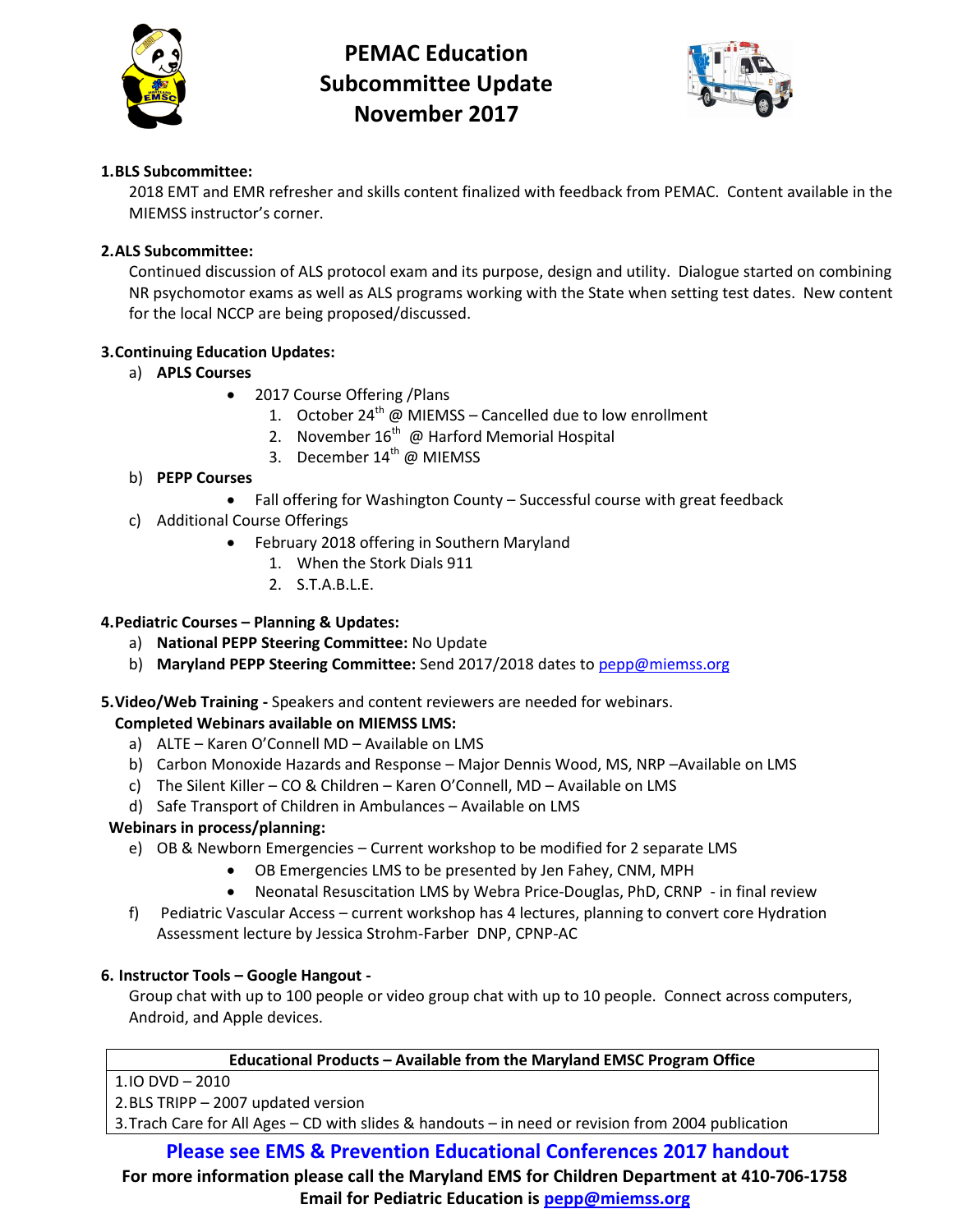# PEMAC Education Subcommittee Update November 2017

**1. BLS Subcommittee:**

2018 EMT and EMR refresher and skills content finalized with feedback from PEMAC. Content available in the MIEMSS instructor's corner.

**2. ALS Subcommittee:**

Continued discussion of ALS protocol exam and its purpose, design and utility. Dialogue started on combining NR psychomotor exams as well as ALS programs working with the State when setting test dates. New content for the local NCCP are being proposed/discussed.

**3. Continuing Education Updates:**

a) **APLS Courses**
   - 2017 Course Offering /Plans
     1. October 24th @ MIEMSS – Cancelled due to low enrollment
     2. November 16th @ Harford Memorial Hospital
     3. December 14th @ MIEMSS

b) **PEPP Courses**
   - Fall offering for Washington County – Successful course with great feedback

c) Additional Course Offerings
   - February 2018 offering in Southern Maryland
     1. When the Stork Dials 911
     2. S.T.A.B.L.E.

**4. Pediatric Courses – Planning & Updates:**

a) **National PEPP Steering Committee:** No Update
b) **Maryland PEPP Steering Committee:** Send 2017/2018 dates to pepp@miemss.org

**5. Video/Web Training -** Speakers and content reviewers are needed for webinars.

**Completed Webinars available on MIEMSS LMS:**

a) ALTE – Karen O'Connell MD – Available on LMS
b) Carbon Monoxide Hazards and Response – Major Dennis Wood, MS, NRP –Available on LMS
c) The Silent Killer – CO & Children – Karen O'Connell, MD – Available on LMS
d) Safe Transport of Children in Ambulances – Available on LMS

**Webinars in process/planning:**

e) OB & Newborn Emergencies – Current workshop to be modified for 2 separate LMS
   - OB Emergencies LMS to be presented by Jen Fahey, CNM, MPH
   - Neonatal Resuscitation LMS by Webra Price-Douglas, PhD, CRNP - in final review

f) Pediatric Vascular Access – current workshop has 4 lectures, planning to convert core Hydration Assessment lecture by Jessica Strohm-Farber DNP, CPNP-AC

**6. Instructor Tools – Google Hangout -**

Group chat with up to 100 people or video group chat with up to 10 people. Connect across computers, Android, and Apple devices.

| **Educational Products – Available from the Maryland EMSC Program Office** |
|---|
| 1. IO DVD – 2010 |
| 2. BLS TRIPP – 2007 updated version |
| 3. Trach Care for All Ages – CD with slides & handouts – in need or revision from 2004 publication |

**Please see EMS & Prevention Educational Conferences 2017 handout**

**For more information please call the Maryland EMS for Children Department at 410-706-1758**

**Email for Pediatric Education is pepp@miemss.org**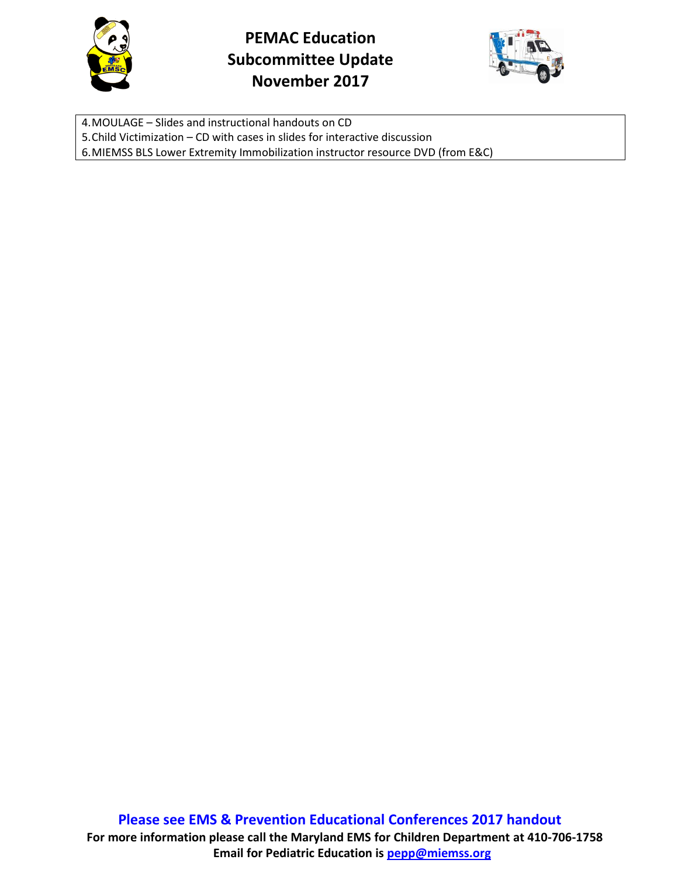# PEMAC Education Subcommittee Update November 2017

| |
|---|
| 4. MOULAGE – Slides and instructional handouts on CD |
| 5. Child Victimization – CD with cases in slides for interactive discussion |
| 6. MIEMSS BLS Lower Extremity Immobilization instructor resource DVD (from E&C) |

**Please see EMS & Prevention Educational Conferences 2017 handout**

**For more information please call the Maryland EMS for Children Department at 410-706-1758**

**Email for Pediatric Education is pepp@miemss.org**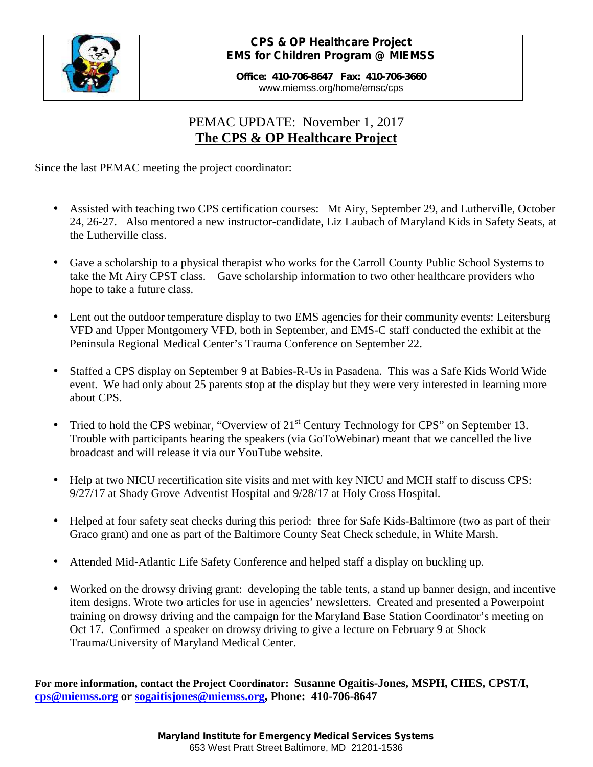**CPS & OP Healthcare Project**
**EMS for Children Program @ MIEMSS**

**Office: 410-706-8647 Fax: 410-706-3660**
www.miemss.org/home/emsc/cps

## PEMAC UPDATE: November 1, 2017
## The CPS & OP Healthcare Project

Since the last PEMAC meeting the project coordinator:

- Assisted with teaching two CPS certification courses: Mt Airy, September 29, and Lutherville, October 24, 26-27. Also mentored a new instructor-candidate, Liz Laubach of Maryland Kids in Safety Seats, at the Lutherville class.

- Gave a scholarship to a physical therapist who works for the Carroll County Public School Systems to take the Mt Airy CPST class. Gave scholarship information to two other healthcare providers who hope to take a future class.

- Lent out the outdoor temperature display to two EMS agencies for their community events: Leitersburg VFD and Upper Montgomery VFD, both in September, and EMS-C staff conducted the exhibit at the Peninsula Regional Medical Center's Trauma Conference on September 22.

- Staffed a CPS display on September 9 at Babies-R-Us in Pasadena. This was a Safe Kids World Wide event. We had only about 25 parents stop at the display but they were very interested in learning more about CPS.

- Tried to hold the CPS webinar, "Overview of 21st Century Technology for CPS" on September 13. Trouble with participants hearing the speakers (via GoToWebinar) meant that we cancelled the live broadcast and will release it via our YouTube website.

- Help at two NICU recertification site visits and met with key NICU and MCH staff to discuss CPS: 9/27/17 at Shady Grove Adventist Hospital and 9/28/17 at Holy Cross Hospital.

- Helped at four safety seat checks during this period: three for Safe Kids-Baltimore (two as part of their Graco grant) and one as part of the Baltimore County Seat Check schedule, in White Marsh.

- Attended Mid-Atlantic Life Safety Conference and helped staff a display on buckling up.

- Worked on the drowsy driving grant: developing the table tents, a stand up banner design, and incentive item designs. Wrote two articles for use in agencies' newsletters. Created and presented a Powerpoint training on drowsy driving and the campaign for the Maryland Base Station Coordinator's meeting on Oct 17. Confirmed a speaker on drowsy driving to give a lecture on February 9 at Shock Trauma/University of Maryland Medical Center.

**For more information, contact the Project Coordinator: Susanne Ogaitis-Jones, MSPH, CHES, CPST/I, cps@miemss.org or sogaitisjones@miemss.org, Phone: 410-706-8647**

**Maryland Institute for Emergency Medical Services Systems**
653 West Pratt Street Baltimore, MD 21201-1536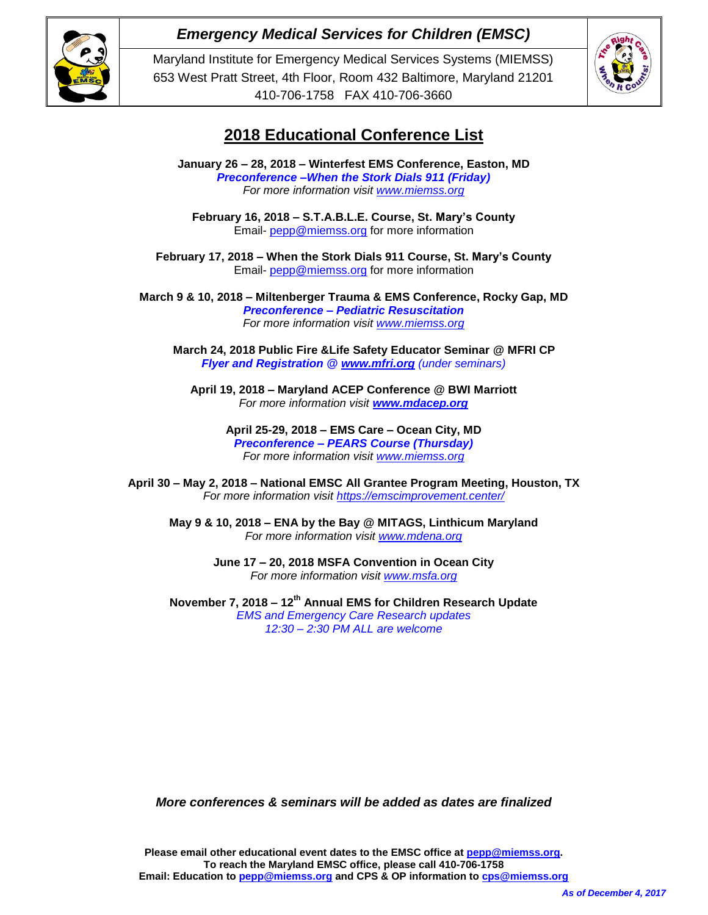***Emergency Medical Services for Children (EMSC)***

Maryland Institute for Emergency Medical Services Systems (MIEMSS)
653 West Pratt Street, 4th Floor, Room 432 Baltimore, Maryland 21201
410-706-1758 FAX 410-706-3660

## 2018 Educational Conference List

**January 26 – 28, 2018 – Winterfest EMS Conference, Easton, MD**
***Preconference –When the Stork Dials 911 (Friday)***
*For more information visit www.miemss.org*

**February 16, 2018 – S.T.A.B.L.E. Course, St. Mary's County**
Email- pepp@miemss.org for more information

**February 17, 2018 – When the Stork Dials 911 Course, St. Mary's County**
Email- pepp@miemss.org for more information

**March 9 & 10, 2018 – Miltenberger Trauma & EMS Conference, Rocky Gap, MD**
***Preconference – Pediatric Resuscitation***
*For more information visit www.miemss.org*

**March 24, 2018 Public Fire &Life Safety Educator Seminar @ MFRI CP**
***Flyer and Registration @ www.mfri.org*** *(under seminars)*

**April 19, 2018 – Maryland ACEP Conference @ BWI Marriott**
*For more information visit* ***www.mdacep.org***

**April 25-29, 2018 – EMS Care – Ocean City, MD**
***Preconference – PEARS Course (Thursday)***
*For more information visit www.miemss.org*

**April 30 – May 2, 2018 – National EMSC All Grantee Program Meeting, Houston, TX**
*For more information visit https://emscimprovement.center/*

**May 9 & 10, 2018 – ENA by the Bay @ MITAGS, Linthicum Maryland**
*For more information visit www.mdena.org*

**June 17 – 20, 2018 MSFA Convention in Ocean City**
*For more information visit www.msfa.org*

**November 7, 2018 – 12th Annual EMS for Children Research Update**
*EMS and Emergency Care Research updates*
*12:30 – 2:30 PM ALL are welcome*

***More conferences & seminars will be added as dates are finalized***

**Please email other educational event dates to the EMSC office at pepp@miemss.org.**
**To reach the Maryland EMSC office, please call 410-706-1758**
**Email: Education to pepp@miemss.org and CPS & OP information to cps@miemss.org**

***As of December 4, 2017***